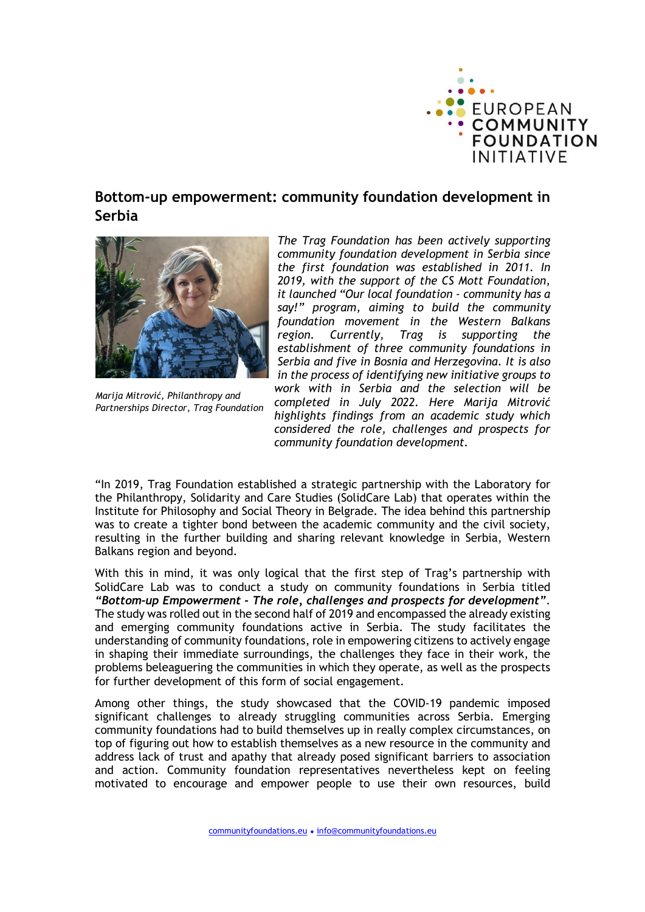# Bottom-up empowerment: community foundation development in Serbia

*Marija Mitrović, Philanthropy and Partnerships Director, Trag Foundation*

*The Trag Foundation has been actively supporting community foundation development in Serbia since the first foundation was established in 2011. In 2019, with the support of the CS Mott Foundation, it launched "Our local foundation - community has a say!" program, aiming to build the community foundation movement in the Western Balkans region. Currently, Trag is supporting the establishment of three community foundations in Serbia and five in Bosnia and Herzegovina. It is also in the process of identifying new initiative groups to work with in Serbia and the selection will be completed in July 2022. Here Marija Mitrović highlights findings from an academic study which considered the role, challenges and prospects for community foundation development.*

"In 2019, Trag Foundation established a strategic partnership with the Laboratory for the Philanthropy, Solidarity and Care Studies (SolidCare Lab) that operates within the Institute for Philosophy and Social Theory in Belgrade. The idea behind this partnership was to create a tighter bond between the academic community and the civil society, resulting in the further building and sharing relevant knowledge in Serbia, Western Balkans region and beyond.

With this in mind, it was only logical that the first step of Trag's partnership with SolidCare Lab was to conduct a study on community foundations in Serbia titled ***"Bottom-up Empowerment - The role, challenges and prospects for development"***. The study was rolled out in the second half of 2019 and encompassed the already existing and emerging community foundations active in Serbia. The study facilitates the understanding of community foundations, role in empowering citizens to actively engage in shaping their immediate surroundings, the challenges they face in their work, the problems beleaguering the communities in which they operate, as well as the prospects for further development of this form of social engagement.

Among other things, the study showcased that the COVID-19 pandemic imposed significant challenges to already struggling communities across Serbia. Emerging community foundations had to build themselves up in really complex circumstances, on top of figuring out how to establish themselves as a new resource in the community and address lack of trust and apathy that already posed significant barriers to association and action. Community foundation representatives nevertheless kept on feeling motivated to encourage and empower people to use their own resources, build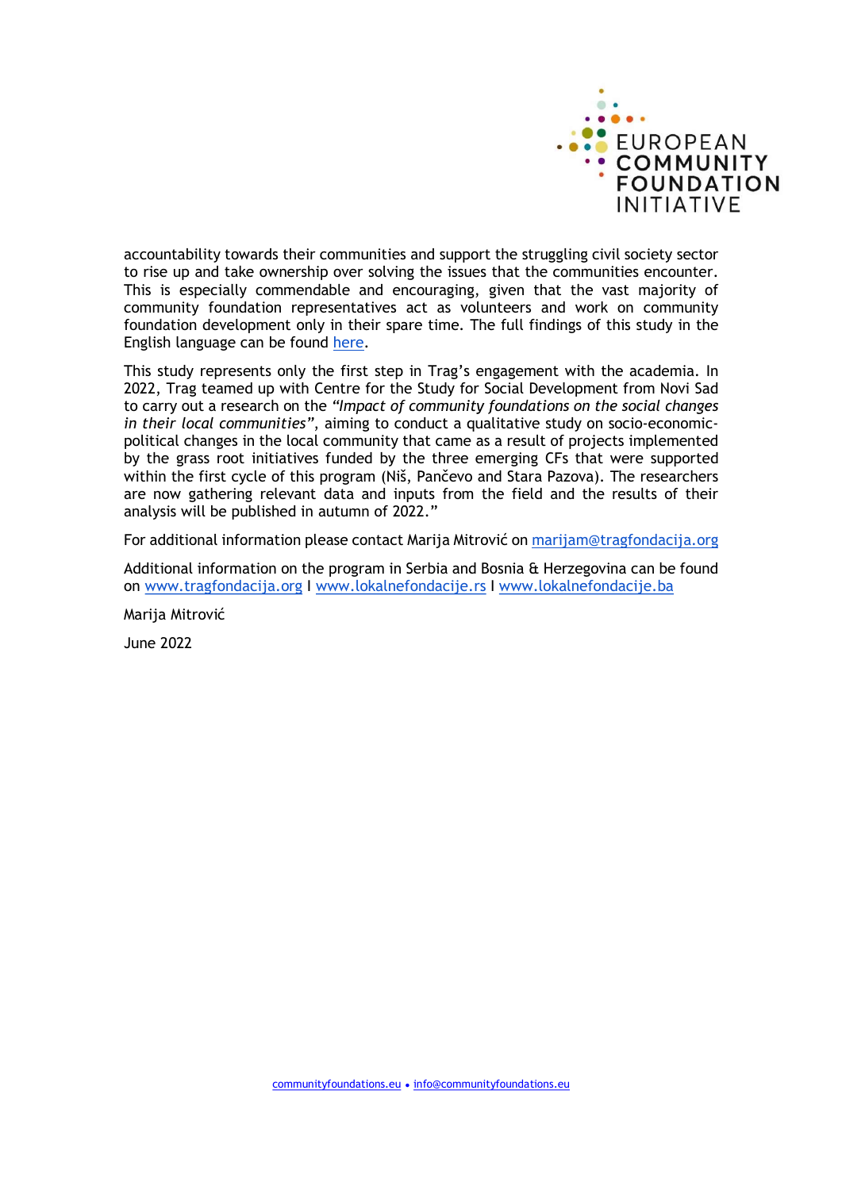accountability towards their communities and support the struggling civil society sector to rise up and take ownership over solving the issues that the communities encounter. This is especially commendable and encouraging, given that the vast majority of community foundation representatives act as volunteers and work on community foundation development only in their spare time. The full findings of this study in the English language can be found here.

This study represents only the first step in Trag's engagement with the academia. In 2022, Trag teamed up with Centre for the Study for Social Development from Novi Sad to carry out a research on the *"Impact of community foundations on the social changes in their local communities"*, aiming to conduct a qualitative study on socio-economic-political changes in the local community that came as a result of projects implemented by the grass root initiatives funded by the three emerging CFs that were supported within the first cycle of this program (Niš, Pančevo and Stara Pazova). The researchers are now gathering relevant data and inputs from the field and the results of their analysis will be published in autumn of 2022."

For additional information please contact Marija Mitrović on marijam@tragfondacija.org

Additional information on the program in Serbia and Bosnia & Herzegovina can be found on www.tragfondacija.org I www.lokalnefondacije.rs I www.lokalnefondacije.ba

Marija Mitrović

June 2022